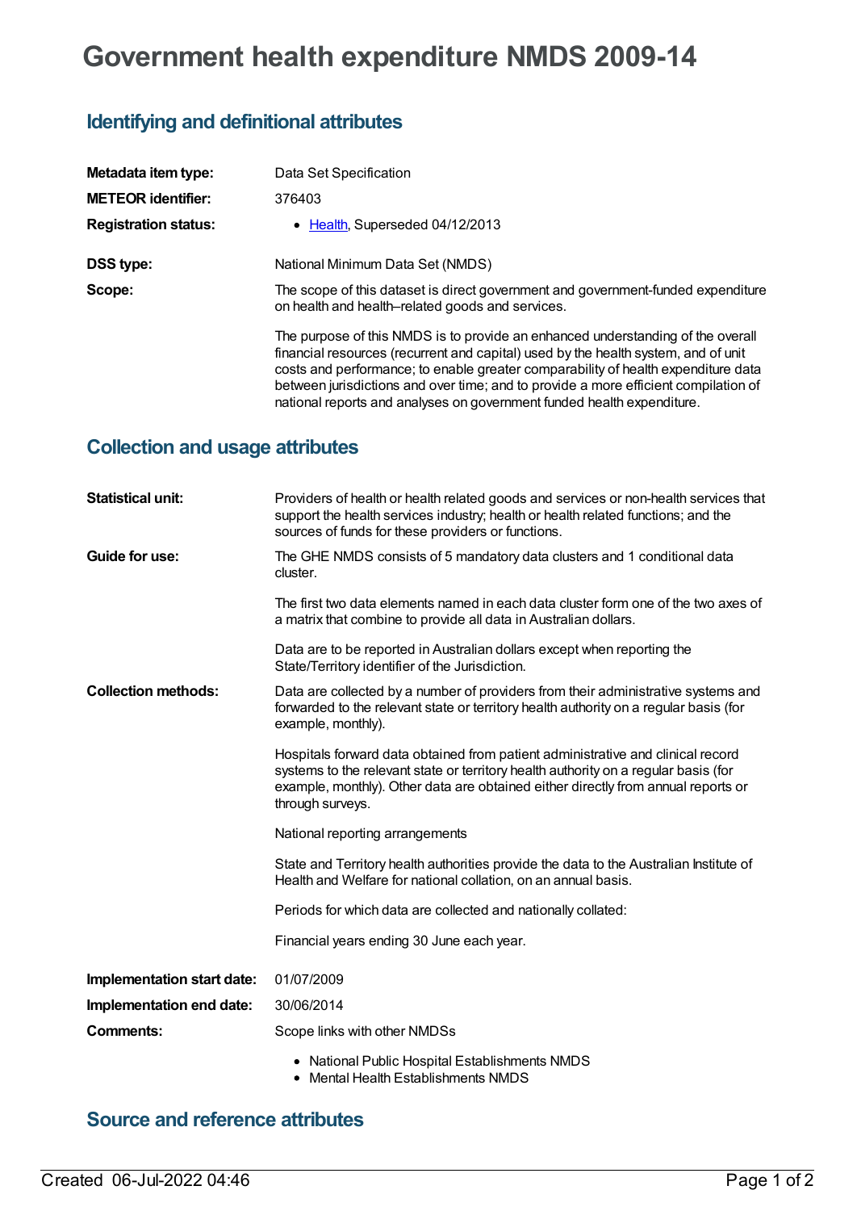# Government health expenditure NMDS 2009-14

## Identifying and definitional attributes

| | |
|---|---|
| **Metadata item type:** | Data Set Specification |
| **METEOR identifier:** | 376403 |
| **Registration status:** | • Health, Superseded 04/12/2013 |
| **DSS type:** | National Minimum Data Set (NMDS) |
| **Scope:** | The scope of this dataset is direct government and government-funded expenditure on health and health–related goods and services.<br><br>The purpose of this NMDS is to provide an enhanced understanding of the overall financial resources (recurrent and capital) used by the health system, and of unit costs and performance; to enable greater comparability of health expenditure data between jurisdictions and over time; and to provide a more efficient compilation of national reports and analyses on government funded health expenditure. |

## Collection and usage attributes

| | |
|---|---|
| **Statistical unit:** | Providers of health or health related goods and services or non-health services that support the health services industry; health or health related functions; and the sources of funds for these providers or functions. |
| **Guide for use:** | The GHE NMDS consists of 5 mandatory data clusters and 1 conditional data cluster.<br><br>The first two data elements named in each data cluster form one of the two axes of a matrix that combine to provide all data in Australian dollars.<br><br>Data are to be reported in Australian dollars except when reporting the State/Territory identifier of the Jurisdiction. |
| **Collection methods:** | Data are collected by a number of providers from their administrative systems and forwarded to the relevant state or territory health authority on a regular basis (for example, monthly).<br><br>Hospitals forward data obtained from patient administrative and clinical record systems to the relevant state or territory health authority on a regular basis (for example, monthly). Other data are obtained either directly from annual reports or through surveys.<br><br>National reporting arrangements<br><br>State and Territory health authorities provide the data to the Australian Institute of Health and Welfare for national collation, on an annual basis.<br><br>Periods for which data are collected and nationally collated:<br><br>Financial years ending 30 June each year. |
| **Implementation start date:** | 01/07/2009 |
| **Implementation end date:** | 30/06/2014 |
| **Comments:** | Scope links with other NMDSs<br><br>• National Public Hospital Establishments NMDS<br>• Mental Health Establishments NMDS |

## Source and reference attributes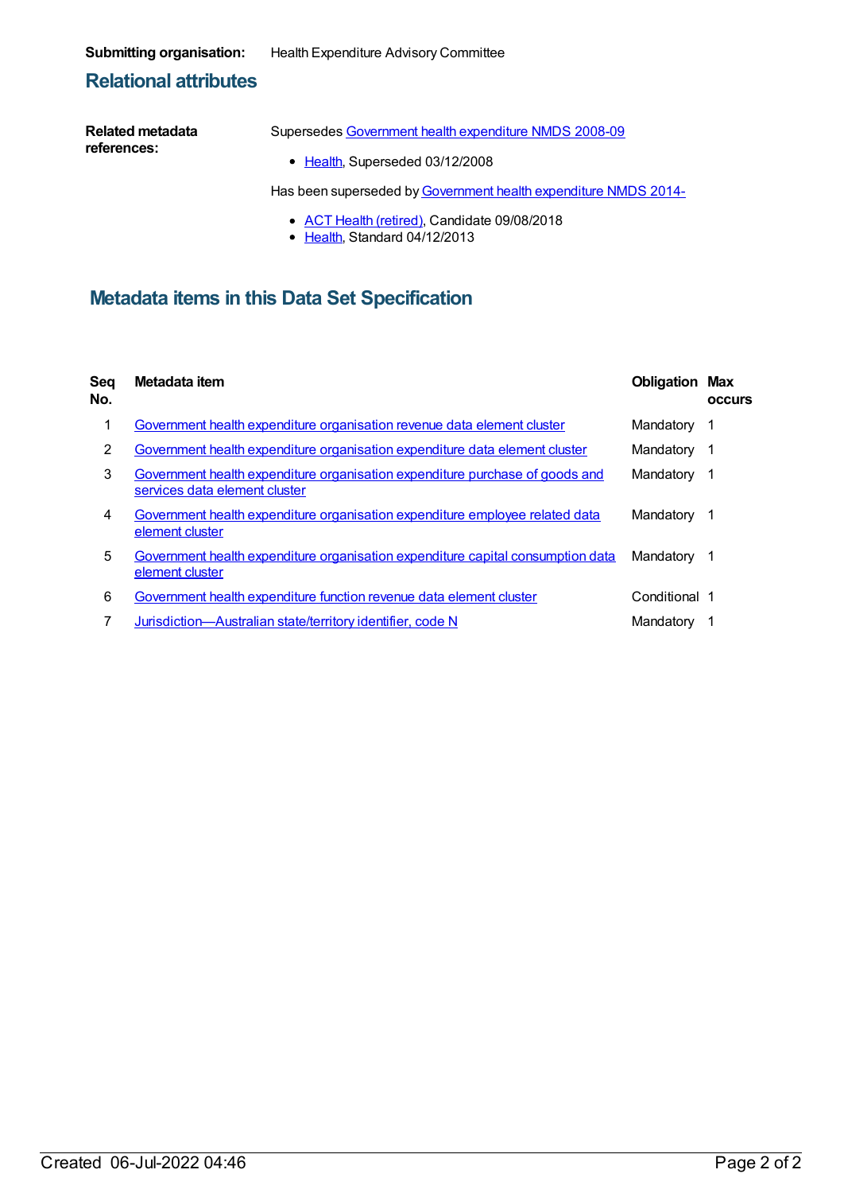**Submitting organisation:** Health Expenditure Advisory Committee

## Relational attributes

**Related metadata references:**

Supersedes Government health expenditure NMDS 2008-09

- Health, Superseded 03/12/2008

Has been superseded by Government health expenditure NMDS 2014-

- ACT Health (retired), Candidate 09/08/2018
- Health, Standard 04/12/2013

## Metadata items in this Data Set Specification

| Seq No. | Metadata item | Obligation | Max occurs |
|---|---|---|---|
| 1 | Government health expenditure organisation revenue data element cluster | Mandatory | 1 |
| 2 | Government health expenditure organisation expenditure data element cluster | Mandatory | 1 |
| 3 | Government health expenditure organisation expenditure purchase of goods and services data element cluster | Mandatory | 1 |
| 4 | Government health expenditure organisation expenditure employee related data element cluster | Mandatory | 1 |
| 5 | Government health expenditure organisation expenditure capital consumption data element cluster | Mandatory | 1 |
| 6 | Government health expenditure function revenue data element cluster | Conditional | 1 |
| 7 | Jurisdiction—Australian state/territory identifier, code N | Mandatory | 1 |